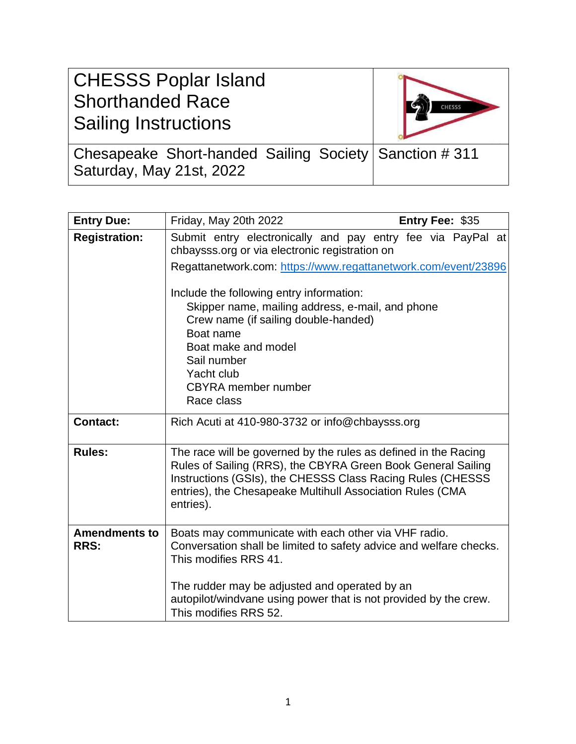# CHESSS Poplar Island Shorthanded Race Sailing Instructions

Chesapeake Short-handed Sailing Society
Saturday, May 21st, 2022

Sanction # 311

| | |
|---|---|
| **Entry Due:** | Friday, May 20th 2022 **Entry Fee:** $35 |
| **Registration:** | Submit entry electronically and pay entry fee via PayPal at chbaysss.org or via electronic registration on Regattanetwork.com: https://www.regattanetwork.com/event/23896<br><br>Include the following entry information:<br>Skipper name, mailing address, e-mail, and phone<br>Crew name (if sailing double-handed)<br>Boat name<br>Boat make and model<br>Sail number<br>Yacht club<br>CBYRA member number<br>Race class |
| **Contact:** | Rich Acuti at 410-980-3732 or info@chbaysss.org |
| **Rules:** | The race will be governed by the rules as defined in the Racing Rules of Sailing (RRS), the CBYRA Green Book General Sailing Instructions (GSIs), the CHESSS Class Racing Rules (CHESSS entries), the Chesapeake Multihull Association Rules (CMA entries). |
| **Amendments to RRS:** | Boats may communicate with each other via VHF radio. Conversation shall be limited to safety advice and welfare checks. This modifies RRS 41.<br><br>The rudder may be adjusted and operated by an autopilot/windvane using power that is not provided by the crew. This modifies RRS 52. |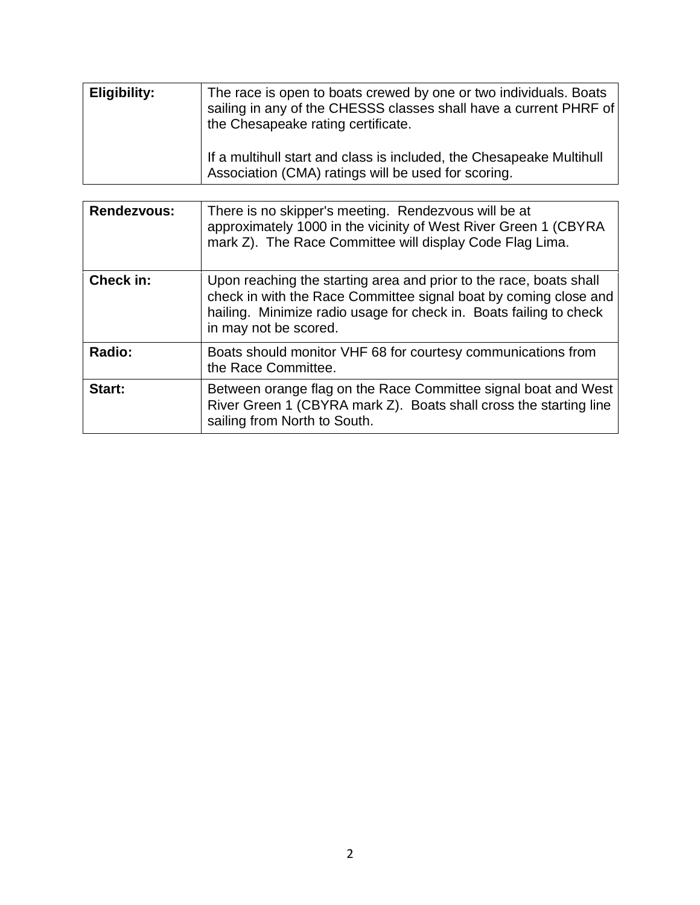| | |
|---|---|
| **Eligibility:** | The race is open to boats crewed by one or two individuals. Boats sailing in any of the CHESSS classes shall have a current PHRF of the Chesapeake rating certificate.<br><br>If a multihull start and class is included, the Chesapeake Multihull Association (CMA) ratings will be used for scoring. |

| | |
|---|---|
| **Rendezvous:** | There is no skipper's meeting. Rendezvous will be at approximately 1000 in the vicinity of West River Green 1 (CBYRA mark Z). The Race Committee will display Code Flag Lima. |
| **Check in:** | Upon reaching the starting area and prior to the race, boats shall check in with the Race Committee signal boat by coming close and hailing. Minimize radio usage for check in. Boats failing to check in may not be scored. |
| **Radio:** | Boats should monitor VHF 68 for courtesy communications from the Race Committee. |
| **Start:** | Between orange flag on the Race Committee signal boat and West River Green 1 (CBYRA mark Z). Boats shall cross the starting line sailing from North to South. |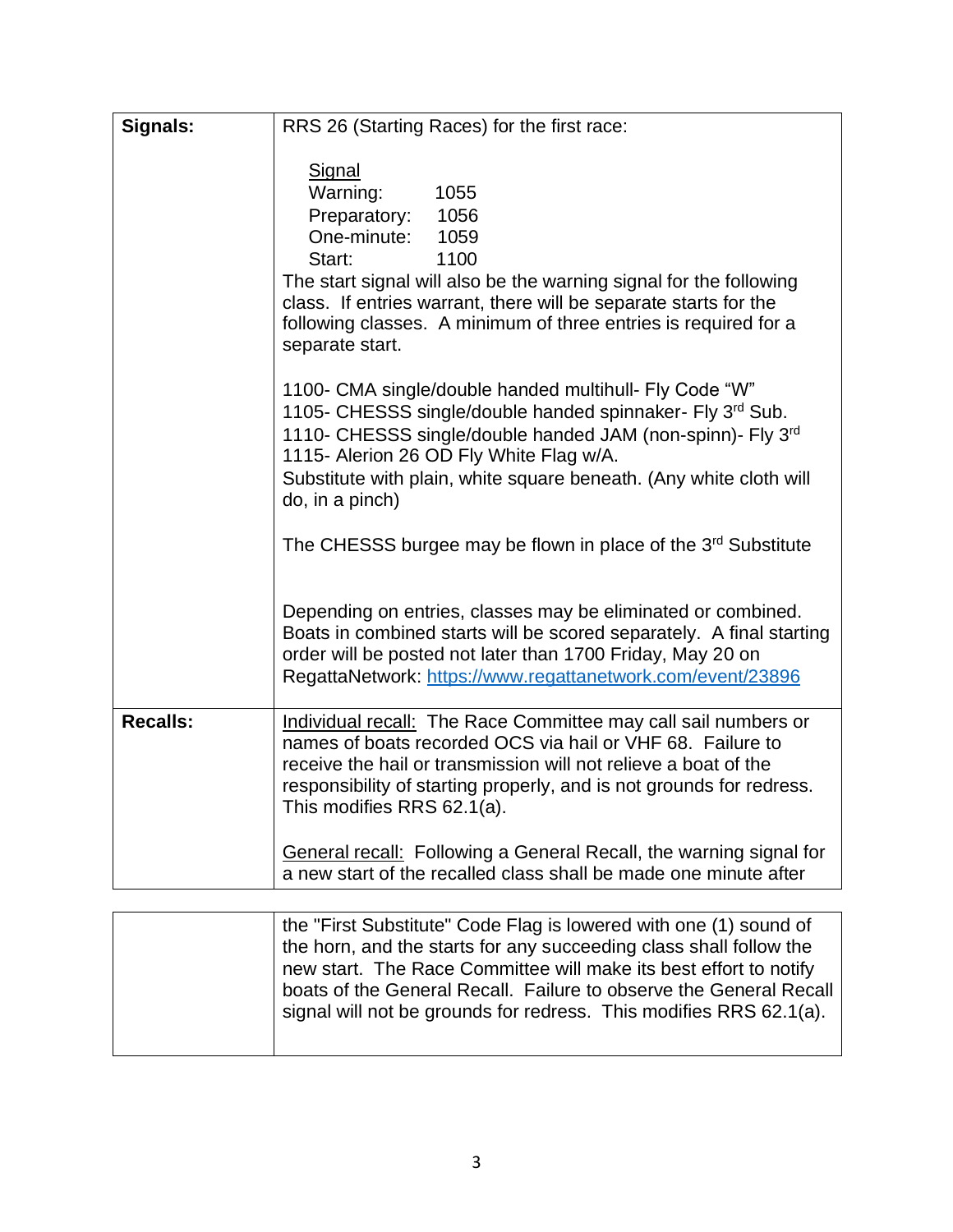| | |
|---|---|
| **Signals:** | RRS 26 (Starting Races) for the first race:<br><br><u>Signal</u><br>Warning: 1055<br>Preparatory: 1056<br>One-minute: 1059<br>Start: 1100<br>The start signal will also be the warning signal for the following class. If entries warrant, there will be separate starts for the following classes. A minimum of three entries is required for a separate start.<br><br>1100- CMA single/double handed multihull- Fly Code "W"<br>1105- CHESSS single/double handed spinnaker- Fly 3rd Sub.<br>1110- CHESSS single/double handed JAM (non-spinn)- Fly 3rd<br>1115- Alerion 26 OD Fly White Flag w/A.<br>Substitute with plain, white square beneath. (Any white cloth will do, in a pinch)<br><br>The CHESSS burgee may be flown in place of the 3rd Substitute<br><br>Depending on entries, classes may be eliminated or combined. Boats in combined starts will be scored separately. A final starting order will be posted not later than 1700 Friday, May 20 on RegattaNetwork: [https://www.regattanetwork.com/event/23896](https://www.regattanetwork.com/event/23896) |
| **Recalls:** | <u>Individual recall:</u> The Race Committee may call sail numbers or names of boats recorded OCS via hail or VHF 68. Failure to receive the hail or transmission will not relieve a boat of the responsibility of starting properly, and is not grounds for redress. This modifies RRS 62.1(a).<br><br><u>General recall:</u> Following a General Recall, the warning signal for a new start of the recalled class shall be made one minute after the "First Substitute" Code Flag is lowered with one (1) sound of the horn, and the starts for any succeeding class shall follow the new start. The Race Committee will make its best effort to notify boats of the General Recall. Failure to observe the General Recall signal will not be grounds for redress. This modifies RRS 62.1(a). |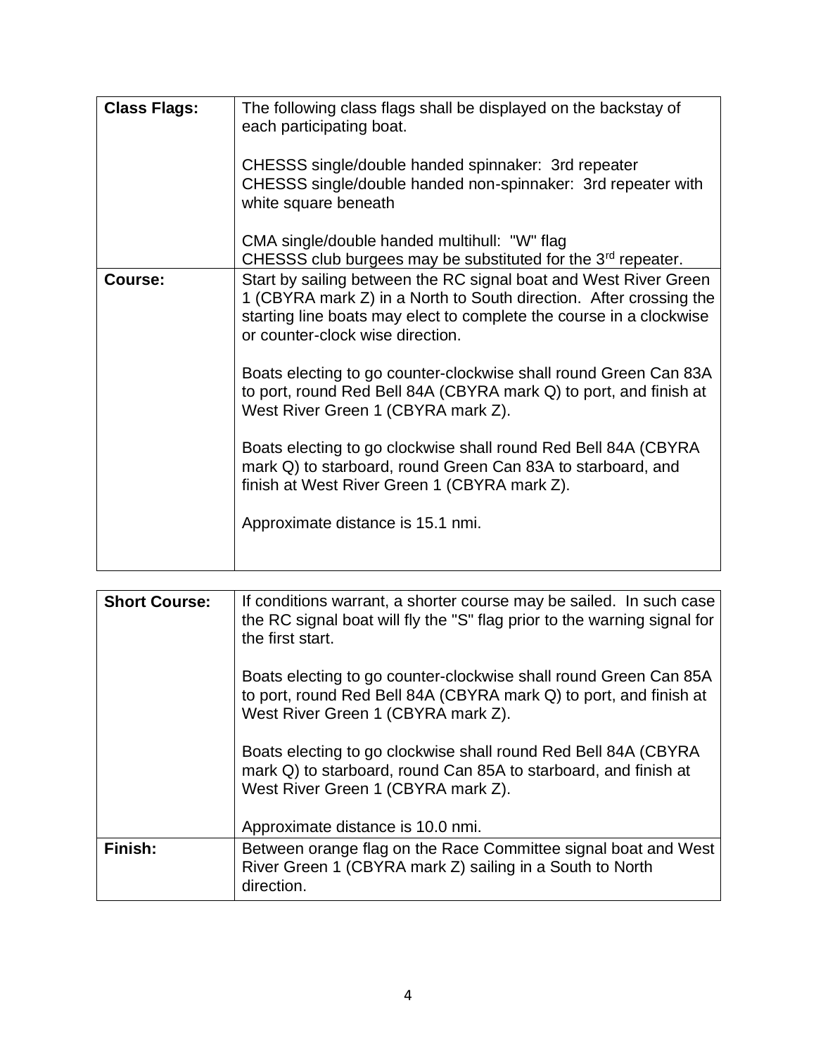| | |
|---|---|
| **Class Flags:** | The following class flags shall be displayed on the backstay of each participating boat.<br><br>CHESSS single/double handed spinnaker: 3rd repeater<br>CHESSS single/double handed non-spinnaker: 3rd repeater with white square beneath<br><br>CMA single/double handed multihull: "W" flag<br>CHESSS club burgees may be substituted for the 3rd repeater. |
| **Course:** | Start by sailing between the RC signal boat and West River Green 1 (CBYRA mark Z) in a North to South direction. After crossing the starting line boats may elect to complete the course in a clockwise or counter-clock wise direction.<br><br>Boats electing to go counter-clockwise shall round Green Can 83A to port, round Red Bell 84A (CBYRA mark Q) to port, and finish at West River Green 1 (CBYRA mark Z).<br><br>Boats electing to go clockwise shall round Red Bell 84A (CBYRA mark Q) to starboard, round Green Can 83A to starboard, and finish at West River Green 1 (CBYRA mark Z).<br><br>Approximate distance is 15.1 nmi. |

| | |
|---|---|
| **Short Course:** | If conditions warrant, a shorter course may be sailed. In such case the RC signal boat will fly the "S" flag prior to the warning signal for the first start.<br><br>Boats electing to go counter-clockwise shall round Green Can 85A to port, round Red Bell 84A (CBYRA mark Q) to port, and finish at West River Green 1 (CBYRA mark Z).<br><br>Boats electing to go clockwise shall round Red Bell 84A (CBYRA mark Q) to starboard, round Can 85A to starboard, and finish at West River Green 1 (CBYRA mark Z).<br><br>Approximate distance is 10.0 nmi. |
| **Finish:** | Between orange flag on the Race Committee signal boat and West River Green 1 (CBYRA mark Z) sailing in a South to North direction. |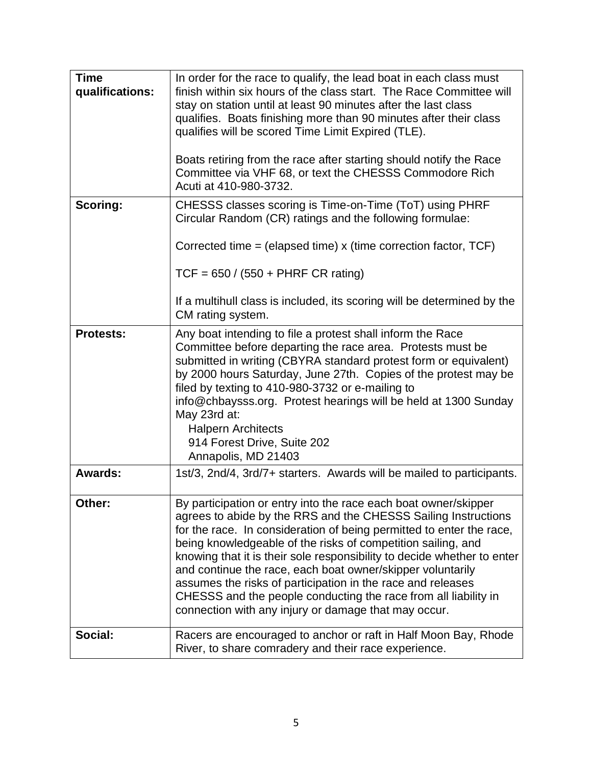| | |
|---|---|
| **Time qualifications:** | In order for the race to qualify, the lead boat in each class must finish within six hours of the class start. The Race Committee will stay on station until at least 90 minutes after the last class qualifies. Boats finishing more than 90 minutes after their class qualifies will be scored Time Limit Expired (TLE).<br><br>Boats retiring from the race after starting should notify the Race Committee via VHF 68, or text the CHESSS Commodore Rich Acuti at 410-980-3732. |
| **Scoring:** | CHESSS classes scoring is Time-on-Time (ToT) using PHRF Circular Random (CR) ratings and the following formulae:<br><br>Corrected time = (elapsed time) x (time correction factor, TCF)<br><br>TCF = 650 / (550 + PHRF CR rating)<br><br>If a multihull class is included, its scoring will be determined by the CM rating system. |
| **Protests:** | Any boat intending to file a protest shall inform the Race Committee before departing the race area. Protests must be submitted in writing (CBYRA standard protest form or equivalent) by 2000 hours Saturday, June 27th. Copies of the protest may be filed by texting to 410-980-3732 or e-mailing to info@chbaysss.org. Protest hearings will be held at 1300 Sunday May 23rd at:<br>Halpern Architects<br>914 Forest Drive, Suite 202<br>Annapolis, MD 21403 |
| **Awards:** | 1st/3, 2nd/4, 3rd/7+ starters. Awards will be mailed to participants. |
| **Other:** | By participation or entry into the race each boat owner/skipper agrees to abide by the RRS and the CHESSS Sailing Instructions for the race. In consideration of being permitted to enter the race, being knowledgeable of the risks of competition sailing, and knowing that it is their sole responsibility to decide whether to enter and continue the race, each boat owner/skipper voluntarily assumes the risks of participation in the race and releases CHESSS and the people conducting the race from all liability in connection with any injury or damage that may occur. |
| **Social:** | Racers are encouraged to anchor or raft in Half Moon Bay, Rhode River, to share comradery and their race experience. |